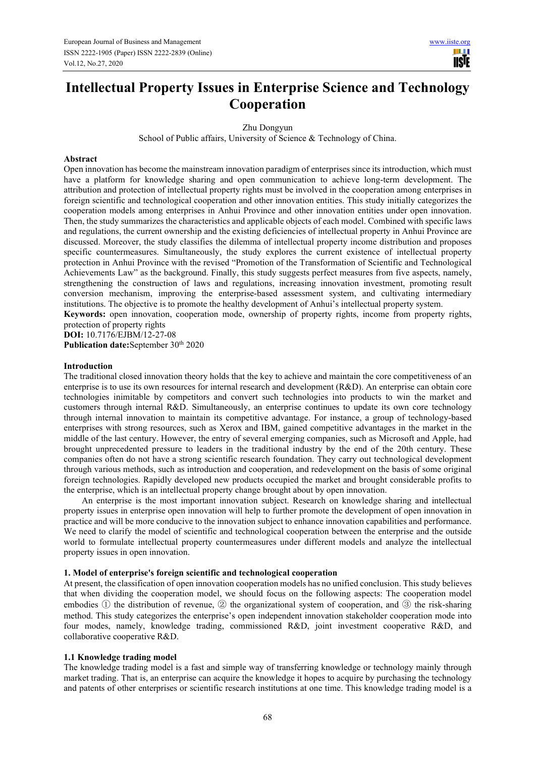# Intellectual Property Issues in Enterprise Science and Technology Cooperation

Zhu Dongyun

School of Public affairs, University of Science & Technology of China.

**Abstract**

Open innovation has become the mainstream innovation paradigm of enterprises since its introduction, which must have a platform for knowledge sharing and open communication to achieve long-term development. The attribution and protection of intellectual property rights must be involved in the cooperation among enterprises in foreign scientific and technological cooperation and other innovation entities. This study initially categorizes the cooperation models among enterprises in Anhui Province and other innovation entities under open innovation. Then, the study summarizes the characteristics and applicable objects of each model. Combined with specific laws and regulations, the current ownership and the existing deficiencies of intellectual property in Anhui Province are discussed. Moreover, the study classifies the dilemma of intellectual property income distribution and proposes specific countermeasures. Simultaneously, the study explores the current existence of intellectual property protection in Anhui Province with the revised "Promotion of the Transformation of Scientific and Technological Achievements Law" as the background. Finally, this study suggests perfect measures from five aspects, namely, strengthening the construction of laws and regulations, increasing innovation investment, promoting result conversion mechanism, improving the enterprise-based assessment system, and cultivating intermediary institutions. The objective is to promote the healthy development of Anhui's intellectual property system.

**Keywords:** open innovation, cooperation mode, ownership of property rights, income from property rights, protection of property rights

**DOI:** 10.7176/EJBM/12-27-08

**Publication date:** September 30th 2020

## Introduction

The traditional closed innovation theory holds that the key to achieve and maintain the core competitiveness of an enterprise is to use its own resources for internal research and development (R&D). An enterprise can obtain core technologies inimitable by competitors and convert such technologies into products to win the market and customers through internal R&D. Simultaneously, an enterprise continues to update its own core technology through internal innovation to maintain its competitive advantage. For instance, a group of technology-based enterprises with strong resources, such as Xerox and IBM, gained competitive advantages in the market in the middle of the last century. However, the entry of several emerging companies, such as Microsoft and Apple, had brought unprecedented pressure to leaders in the traditional industry by the end of the 20th century. These companies often do not have a strong scientific research foundation. They carry out technological development through various methods, such as introduction and cooperation, and redevelopment on the basis of some original foreign technologies. Rapidly developed new products occupied the market and brought considerable profits to the enterprise, which is an intellectual property change brought about by open innovation.

An enterprise is the most important innovation subject. Research on knowledge sharing and intellectual property issues in enterprise open innovation will help to further promote the development of open innovation in practice and will be more conducive to the innovation subject to enhance innovation capabilities and performance. We need to clarify the model of scientific and technological cooperation between the enterprise and the outside world to formulate intellectual property countermeasures under different models and analyze the intellectual property issues in open innovation.

### 1. Model of enterprise's foreign scientific and technological cooperation

At present, the classification of open innovation cooperation models has no unified conclusion. This study believes that when dividing the cooperation model, we should focus on the following aspects: The cooperation model embodies ① the distribution of revenue, ② the organizational system of cooperation, and ③ the risk-sharing method. This study categorizes the enterprise's open independent innovation stakeholder cooperation mode into four modes, namely, knowledge trading, commissioned R&D, joint investment cooperative R&D, and collaborative cooperative R&D.

#### 1.1 Knowledge trading model

The knowledge trading model is a fast and simple way of transferring knowledge or technology mainly through market trading. That is, an enterprise can acquire the knowledge it hopes to acquire by purchasing the technology and patents of other enterprises or scientific research institutions at one time. This knowledge trading model is a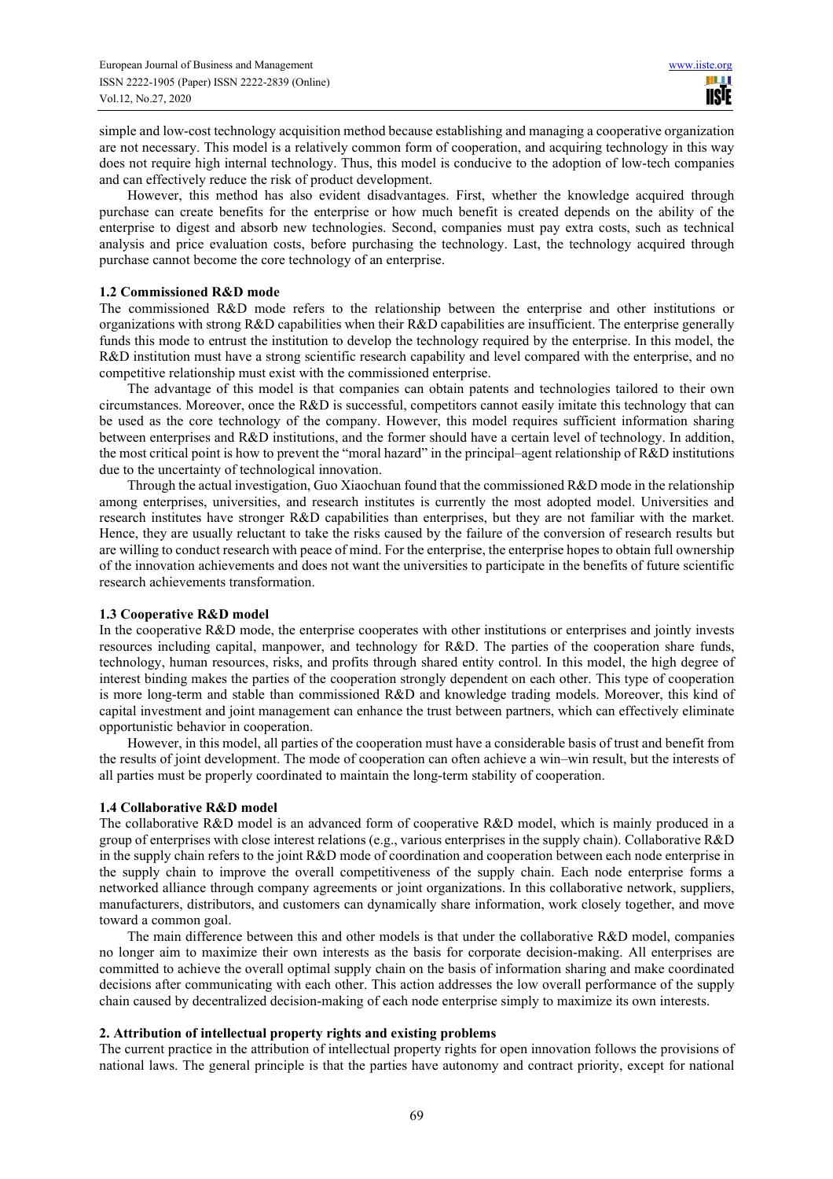simple and low-cost technology acquisition method because establishing and managing a cooperative organization are not necessary. This model is a relatively common form of cooperation, and acquiring technology in this way does not require high internal technology. Thus, this model is conducive to the adoption of low-tech companies and can effectively reduce the risk of product development.

However, this method has also evident disadvantages. First, whether the knowledge acquired through purchase can create benefits for the enterprise or how much benefit is created depends on the ability of the enterprise to digest and absorb new technologies. Second, companies must pay extra costs, such as technical analysis and price evaluation costs, before purchasing the technology. Last, the technology acquired through purchase cannot become the core technology of an enterprise.

### 1.2 Commissioned R&D mode

The commissioned R&D mode refers to the relationship between the enterprise and other institutions or organizations with strong R&D capabilities when their R&D capabilities are insufficient. The enterprise generally funds this mode to entrust the institution to develop the technology required by the enterprise. In this model, the R&D institution must have a strong scientific research capability and level compared with the enterprise, and no competitive relationship must exist with the commissioned enterprise.

The advantage of this model is that companies can obtain patents and technologies tailored to their own circumstances. Moreover, once the R&D is successful, competitors cannot easily imitate this technology that can be used as the core technology of the company. However, this model requires sufficient information sharing between enterprises and R&D institutions, and the former should have a certain level of technology. In addition, the most critical point is how to prevent the "moral hazard" in the principal–agent relationship of R&D institutions due to the uncertainty of technological innovation.

Through the actual investigation, Guo Xiaochuan found that the commissioned R&D mode in the relationship among enterprises, universities, and research institutes is currently the most adopted model. Universities and research institutes have stronger R&D capabilities than enterprises, but they are not familiar with the market. Hence, they are usually reluctant to take the risks caused by the failure of the conversion of research results but are willing to conduct research with peace of mind. For the enterprise, the enterprise hopes to obtain full ownership of the innovation achievements and does not want the universities to participate in the benefits of future scientific research achievements transformation.

### 1.3 Cooperative R&D model

In the cooperative R&D mode, the enterprise cooperates with other institutions or enterprises and jointly invests resources including capital, manpower, and technology for R&D. The parties of the cooperation share funds, technology, human resources, risks, and profits through shared entity control. In this model, the high degree of interest binding makes the parties of the cooperation strongly dependent on each other. This type of cooperation is more long-term and stable than commissioned R&D and knowledge trading models. Moreover, this kind of capital investment and joint management can enhance the trust between partners, which can effectively eliminate opportunistic behavior in cooperation.

However, in this model, all parties of the cooperation must have a considerable basis of trust and benefit from the results of joint development. The mode of cooperation can often achieve a win–win result, but the interests of all parties must be properly coordinated to maintain the long-term stability of cooperation.

### 1.4 Collaborative R&D model

The collaborative R&D model is an advanced form of cooperative R&D model, which is mainly produced in a group of enterprises with close interest relations (e.g., various enterprises in the supply chain). Collaborative R&D in the supply chain refers to the joint R&D mode of coordination and cooperation between each node enterprise in the supply chain to improve the overall competitiveness of the supply chain. Each node enterprise forms a networked alliance through company agreements or joint organizations. In this collaborative network, suppliers, manufacturers, distributors, and customers can dynamically share information, work closely together, and move toward a common goal.

The main difference between this and other models is that under the collaborative R&D model, companies no longer aim to maximize their own interests as the basis for corporate decision-making. All enterprises are committed to achieve the overall optimal supply chain on the basis of information sharing and make coordinated decisions after communicating with each other. This action addresses the low overall performance of the supply chain caused by decentralized decision-making of each node enterprise simply to maximize its own interests.

## 2. Attribution of intellectual property rights and existing problems

The current practice in the attribution of intellectual property rights for open innovation follows the provisions of national laws. The general principle is that the parties have autonomy and contract priority, except for national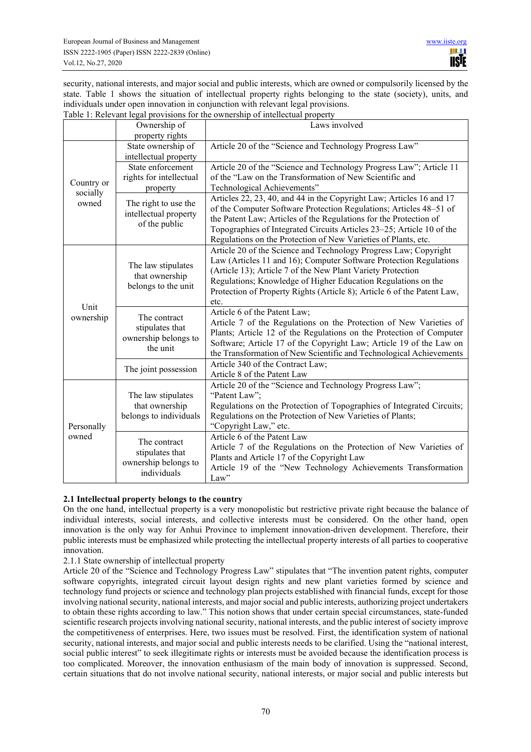security, national interests, and major social and public interests, which are owned or compulsorily licensed by the state. Table 1 shows the situation of intellectual property rights belonging to the state (society), units, and individuals under open innovation in conjunction with relevant legal provisions.

Table 1: Relevant legal provisions for the ownership of intellectual property

| | Ownership of property rights | Laws involved |
|---|---|---|
| Country or socially owned | State ownership of intellectual property | Article 20 of the "Science and Technology Progress Law" |
| | State enforcement rights for intellectual property | Article 20 of the "Science and Technology Progress Law"; Article 11 of the "Law on the Transformation of New Scientific and Technological Achievements" |
| | The right to use the intellectual property of the public | Articles 22, 23, 40, and 44 in the Copyright Law; Articles 16 and 17 of the Computer Software Protection Regulations; Articles 48–51 of the Patent Law; Articles of the Regulations for the Protection of Topographies of Integrated Circuits Articles 23–25; Article 10 of the Regulations on the Protection of New Varieties of Plants, etc. |
| Unit ownership | The law stipulates that ownership belongs to the unit | Article 20 of the Science and Technology Progress Law; Copyright Law (Articles 11 and 16); Computer Software Protection Regulations (Article 13); Article 7 of the New Plant Variety Protection Regulations; Knowledge of Higher Education Regulations on the Protection of Property Rights (Article 8); Article 6 of the Patent Law, etc. |
| | The contract stipulates that ownership belongs to the unit | Article 6 of the Patent Law; Article 7 of the Regulations on the Protection of New Varieties of Plants; Article 12 of the Regulations on the Protection of Computer Software; Article 17 of the Copyright Law; Article 19 of the Law on the Transformation of New Scientific and Technological Achievements |
| | The joint possession | Article 340 of the Contract Law; Article 8 of the Patent Law |
| Personally owned | The law stipulates that ownership belongs to individuals | Article 20 of the "Science and Technology Progress Law"; "Patent Law"; Regulations on the Protection of Topographies of Integrated Circuits; Regulations on the Protection of New Varieties of Plants; "Copyright Law," etc. |
| | The contract stipulates that ownership belongs to individuals | Article 6 of the Patent Law Article 7 of the Regulations on the Protection of New Varieties of Plants and Article 17 of the Copyright Law Article 19 of the "New Technology Achievements Transformation Law" |

### 2.1 Intellectual property belongs to the country

On the one hand, intellectual property is a very monopolistic but restrictive private right because the balance of individual interests, social interests, and collective interests must be considered. On the other hand, open innovation is the only way for Anhui Province to implement innovation-driven development. Therefore, their public interests must be emphasized while protecting the intellectual property interests of all parties to cooperative innovation.

2.1.1 State ownership of intellectual property

Article 20 of the "Science and Technology Progress Law" stipulates that "The invention patent rights, computer software copyrights, integrated circuit layout design rights and new plant varieties formed by science and technology fund projects or science and technology plan projects established with financial funds, except for those involving national security, national interests, and major social and public interests, authorizing project undertakers to obtain these rights according to law." This notion shows that under certain special circumstances, state-funded scientific research projects involving national security, national interests, and the public interest of society improve the competitiveness of enterprises. Here, two issues must be resolved. First, the identification system of national security, national interests, and major social and public interests needs to be clarified. Using the "national interest, social public interest" to seek illegitimate rights or interests must be avoided because the identification process is too complicated. Moreover, the innovation enthusiasm of the main body of innovation is suppressed. Second, certain situations that do not involve national security, national interests, or major social and public interests but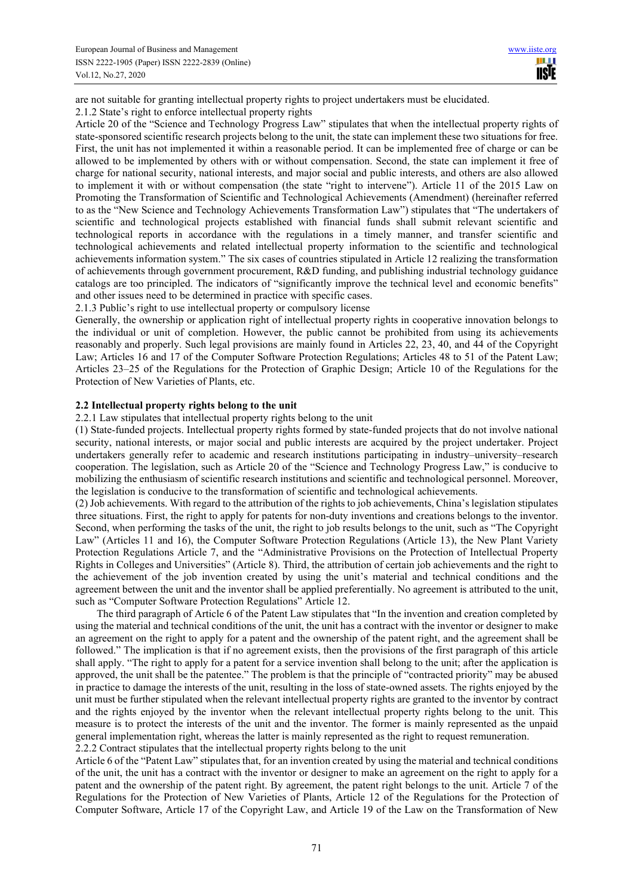are not suitable for granting intellectual property rights to project undertakers must be elucidated.

2.1.2 State's right to enforce intellectual property rights

Article 20 of the "Science and Technology Progress Law" stipulates that when the intellectual property rights of state-sponsored scientific research projects belong to the unit, the state can implement these two situations for free. First, the unit has not implemented it within a reasonable period. It can be implemented free of charge or can be allowed to be implemented by others with or without compensation. Second, the state can implement it free of charge for national security, national interests, and major social and public interests, and others are also allowed to implement it with or without compensation (the state "right to intervene"). Article 11 of the 2015 Law on Promoting the Transformation of Scientific and Technological Achievements (Amendment) (hereinafter referred to as the "New Science and Technology Achievements Transformation Law") stipulates that "The undertakers of scientific and technological projects established with financial funds shall submit relevant scientific and technological reports in accordance with the regulations in a timely manner, and transfer scientific and technological achievements and related intellectual property information to the scientific and technological achievements information system." The six cases of countries stipulated in Article 12 realizing the transformation of achievements through government procurement, R&D funding, and publishing industrial technology guidance catalogs are too principled. The indicators of "significantly improve the technical level and economic benefits" and other issues need to be determined in practice with specific cases.

2.1.3 Public's right to use intellectual property or compulsory license

Generally, the ownership or application right of intellectual property rights in cooperative innovation belongs to the individual or unit of completion. However, the public cannot be prohibited from using its achievements reasonably and properly. Such legal provisions are mainly found in Articles 22, 23, 40, and 44 of the Copyright Law; Articles 16 and 17 of the Computer Software Protection Regulations; Articles 48 to 51 of the Patent Law; Articles 23–25 of the Regulations for the Protection of Graphic Design; Article 10 of the Regulations for the Protection of New Varieties of Plants, etc.

**2.2 Intellectual property rights belong to the unit**

2.2.1 Law stipulates that intellectual property rights belong to the unit

(1) State-funded projects. Intellectual property rights formed by state-funded projects that do not involve national security, national interests, or major social and public interests are acquired by the project undertaker. Project undertakers generally refer to academic and research institutions participating in industry–university–research cooperation. The legislation, such as Article 20 of the "Science and Technology Progress Law," is conducive to mobilizing the enthusiasm of scientific research institutions and scientific and technological personnel. Moreover, the legislation is conducive to the transformation of scientific and technological achievements.

(2) Job achievements. With regard to the attribution of the rights to job achievements, China's legislation stipulates three situations. First, the right to apply for patents for non-duty inventions and creations belongs to the inventor. Second, when performing the tasks of the unit, the right to job results belongs to the unit, such as "The Copyright Law" (Articles 11 and 16), the Computer Software Protection Regulations (Article 13), the New Plant Variety Protection Regulations Article 7, and the "Administrative Provisions on the Protection of Intellectual Property Rights in Colleges and Universities" (Article 8). Third, the attribution of certain job achievements and the right to the achievement of the job invention created by using the unit's material and technical conditions and the agreement between the unit and the inventor shall be applied preferentially. No agreement is attributed to the unit, such as "Computer Software Protection Regulations" Article 12.

The third paragraph of Article 6 of the Patent Law stipulates that "In the invention and creation completed by using the material and technical conditions of the unit, the unit has a contract with the inventor or designer to make an agreement on the right to apply for a patent and the ownership of the patent right, and the agreement shall be followed." The implication is that if no agreement exists, then the provisions of the first paragraph of this article shall apply. "The right to apply for a patent for a service invention shall belong to the unit; after the application is approved, the unit shall be the patentee." The problem is that the principle of "contracted priority" may be abused in practice to damage the interests of the unit, resulting in the loss of state-owned assets. The rights enjoyed by the unit must be further stipulated when the relevant intellectual property rights are granted to the inventor by contract and the rights enjoyed by the inventor when the relevant intellectual property rights belong to the unit. This measure is to protect the interests of the unit and the inventor. The former is mainly represented as the unpaid general implementation right, whereas the latter is mainly represented as the right to request remuneration.

2.2.2 Contract stipulates that the intellectual property rights belong to the unit

Article 6 of the "Patent Law" stipulates that, for an invention created by using the material and technical conditions of the unit, the unit has a contract with the inventor or designer to make an agreement on the right to apply for a patent and the ownership of the patent right. By agreement, the patent right belongs to the unit. Article 7 of the Regulations for the Protection of New Varieties of Plants, Article 12 of the Regulations for the Protection of Computer Software, Article 17 of the Copyright Law, and Article 19 of the Law on the Transformation of New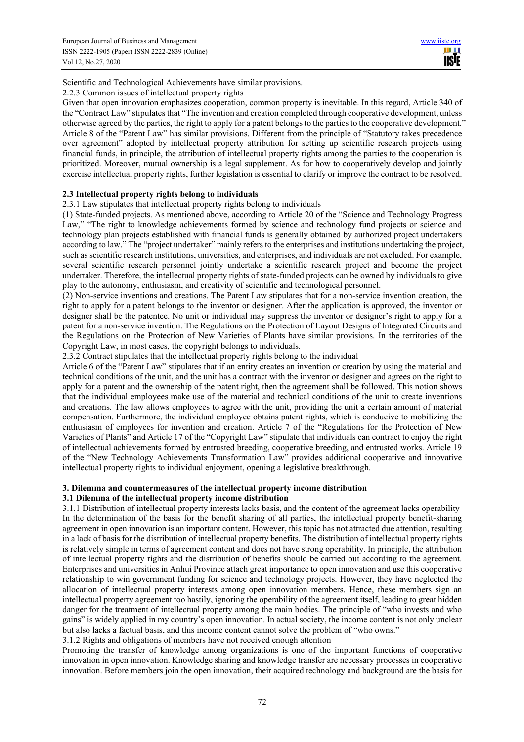Scientific and Technological Achievements have similar provisions.

2.2.3 Common issues of intellectual property rights

Given that open innovation emphasizes cooperation, common property is inevitable. In this regard, Article 340 of the "Contract Law" stipulates that "The invention and creation completed through cooperative development, unless otherwise agreed by the parties, the right to apply for a patent belongs to the parties to the cooperative development." Article 8 of the "Patent Law" has similar provisions. Different from the principle of "Statutory takes precedence over agreement" adopted by intellectual property attribution for setting up scientific research projects using financial funds, in principle, the attribution of intellectual property rights among the parties to the cooperation is prioritized. Moreover, mutual ownership is a legal supplement. As for how to cooperatively develop and jointly exercise intellectual property rights, further legislation is essential to clarify or improve the contract to be resolved.

### 2.3 Intellectual property rights belong to individuals

2.3.1 Law stipulates that intellectual property rights belong to individuals

(1) State-funded projects. As mentioned above, according to Article 20 of the "Science and Technology Progress Law," "The right to knowledge achievements formed by science and technology fund projects or science and technology plan projects established with financial funds is generally obtained by authorized project undertakers according to law." The "project undertaker" mainly refers to the enterprises and institutions undertaking the project, such as scientific research institutions, universities, and enterprises, and individuals are not excluded. For example, several scientific research personnel jointly undertake a scientific research project and become the project undertaker. Therefore, the intellectual property rights of state-funded projects can be owned by individuals to give play to the autonomy, enthusiasm, and creativity of scientific and technological personnel.

(2) Non-service inventions and creations. The Patent Law stipulates that for a non-service invention creation, the right to apply for a patent belongs to the inventor or designer. After the application is approved, the inventor or designer shall be the patentee. No unit or individual may suppress the inventor or designer's right to apply for a patent for a non-service invention. The Regulations on the Protection of Layout Designs of Integrated Circuits and the Regulations on the Protection of New Varieties of Plants have similar provisions. In the territories of the Copyright Law, in most cases, the copyright belongs to individuals.

2.3.2 Contract stipulates that the intellectual property rights belong to the individual

Article 6 of the "Patent Law" stipulates that if an entity creates an invention or creation by using the material and technical conditions of the unit, and the unit has a contract with the inventor or designer and agrees on the right to apply for a patent and the ownership of the patent right, then the agreement shall be followed. This notion shows that the individual employees make use of the material and technical conditions of the unit to create inventions and creations. The law allows employees to agree with the unit, providing the unit a certain amount of material compensation. Furthermore, the individual employee obtains patent rights, which is conducive to mobilizing the enthusiasm of employees for invention and creation. Article 7 of the "Regulations for the Protection of New Varieties of Plants" and Article 17 of the "Copyright Law" stipulate that individuals can contract to enjoy the right of intellectual achievements formed by entrusted breeding, cooperative breeding, and entrusted works. Article 19 of the "New Technology Achievements Transformation Law" provides additional cooperative and innovative intellectual property rights to individual enjoyment, opening a legislative breakthrough.

## 3. Dilemma and countermeasures of the intellectual property income distribution

### 3.1 Dilemma of the intellectual property income distribution

3.1.1 Distribution of intellectual property interests lacks basis, and the content of the agreement lacks operability

In the determination of the basis for the benefit sharing of all parties, the intellectual property benefit-sharing agreement in open innovation is an important content. However, this topic has not attracted due attention, resulting in a lack of basis for the distribution of intellectual property benefits. The distribution of intellectual property rights is relatively simple in terms of agreement content and does not have strong operability. In principle, the attribution of intellectual property rights and the distribution of benefits should be carried out according to the agreement. Enterprises and universities in Anhui Province attach great importance to open innovation and use this cooperative relationship to win government funding for science and technology projects. However, they have neglected the allocation of intellectual property interests among open innovation members. Hence, these members sign an intellectual property agreement too hastily, ignoring the operability of the agreement itself, leading to great hidden danger for the treatment of intellectual property among the main bodies. The principle of "who invests and who gains" is widely applied in my country's open innovation. In actual society, the income content is not only unclear but also lacks a factual basis, and this income content cannot solve the problem of "who owns."

3.1.2 Rights and obligations of members have not received enough attention

Promoting the transfer of knowledge among organizations is one of the important functions of cooperative innovation in open innovation. Knowledge sharing and knowledge transfer are necessary processes in cooperative innovation. Before members join the open innovation, their acquired technology and background are the basis for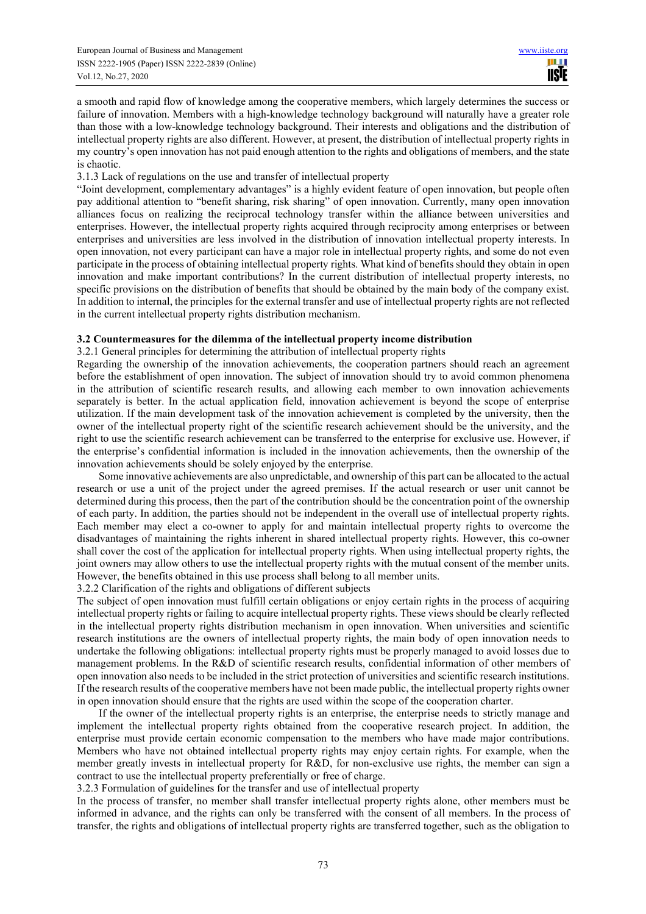a smooth and rapid flow of knowledge among the cooperative members, which largely determines the success or failure of innovation. Members with a high-knowledge technology background will naturally have a greater role than those with a low-knowledge technology background. Their interests and obligations and the distribution of intellectual property rights are also different. However, at present, the distribution of intellectual property rights in my country's open innovation has not paid enough attention to the rights and obligations of members, and the state is chaotic.

3.1.3 Lack of regulations on the use and transfer of intellectual property

"Joint development, complementary advantages" is a highly evident feature of open innovation, but people often pay additional attention to "benefit sharing, risk sharing" of open innovation. Currently, many open innovation alliances focus on realizing the reciprocal technology transfer within the alliance between universities and enterprises. However, the intellectual property rights acquired through reciprocity among enterprises or between enterprises and universities are less involved in the distribution of innovation intellectual property interests. In open innovation, not every participant can have a major role in intellectual property rights, and some do not even participate in the process of obtaining intellectual property rights. What kind of benefits should they obtain in open innovation and make important contributions? In the current distribution of intellectual property interests, no specific provisions on the distribution of benefits that should be obtained by the main body of the company exist. In addition to internal, the principles for the external transfer and use of intellectual property rights are not reflected in the current intellectual property rights distribution mechanism.

### 3.2 Countermeasures for the dilemma of the intellectual property income distribution

3.2.1 General principles for determining the attribution of intellectual property rights

Regarding the ownership of the innovation achievements, the cooperation partners should reach an agreement before the establishment of open innovation. The subject of innovation should try to avoid common phenomena in the attribution of scientific research results, and allowing each member to own innovation achievements separately is better. In the actual application field, innovation achievement is beyond the scope of enterprise utilization. If the main development task of the innovation achievement is completed by the university, then the owner of the intellectual property right of the scientific research achievement should be the university, and the right to use the scientific research achievement can be transferred to the enterprise for exclusive use. However, if the enterprise's confidential information is included in the innovation achievements, then the ownership of the innovation achievements should be solely enjoyed by the enterprise.

Some innovative achievements are also unpredictable, and ownership of this part can be allocated to the actual research or use a unit of the project under the agreed premises. If the actual research or user unit cannot be determined during this process, then the part of the contribution should be the concentration point of the ownership of each party. In addition, the parties should not be independent in the overall use of intellectual property rights. Each member may elect a co-owner to apply for and maintain intellectual property rights to overcome the disadvantages of maintaining the rights inherent in shared intellectual property rights. However, this co-owner shall cover the cost of the application for intellectual property rights. When using intellectual property rights, the joint owners may allow others to use the intellectual property rights with the mutual consent of the member units. However, the benefits obtained in this use process shall belong to all member units.

3.2.2 Clarification of the rights and obligations of different subjects

The subject of open innovation must fulfill certain obligations or enjoy certain rights in the process of acquiring intellectual property rights or failing to acquire intellectual property rights. These views should be clearly reflected in the intellectual property rights distribution mechanism in open innovation. When universities and scientific research institutions are the owners of intellectual property rights, the main body of open innovation needs to undertake the following obligations: intellectual property rights must be properly managed to avoid losses due to management problems. In the R&D of scientific research results, confidential information of other members of open innovation also needs to be included in the strict protection of universities and scientific research institutions. If the research results of the cooperative members have not been made public, the intellectual property rights owner in open innovation should ensure that the rights are used within the scope of the cooperation charter.

If the owner of the intellectual property rights is an enterprise, the enterprise needs to strictly manage and implement the intellectual property rights obtained from the cooperative research project. In addition, the enterprise must provide certain economic compensation to the members who have made major contributions. Members who have not obtained intellectual property rights may enjoy certain rights. For example, when the member greatly invests in intellectual property for R&D, for non-exclusive use rights, the member can sign a contract to use the intellectual property preferentially or free of charge.

3.2.3 Formulation of guidelines for the transfer and use of intellectual property

In the process of transfer, no member shall transfer intellectual property rights alone, other members must be informed in advance, and the rights can only be transferred with the consent of all members. In the process of transfer, the rights and obligations of intellectual property rights are transferred together, such as the obligation to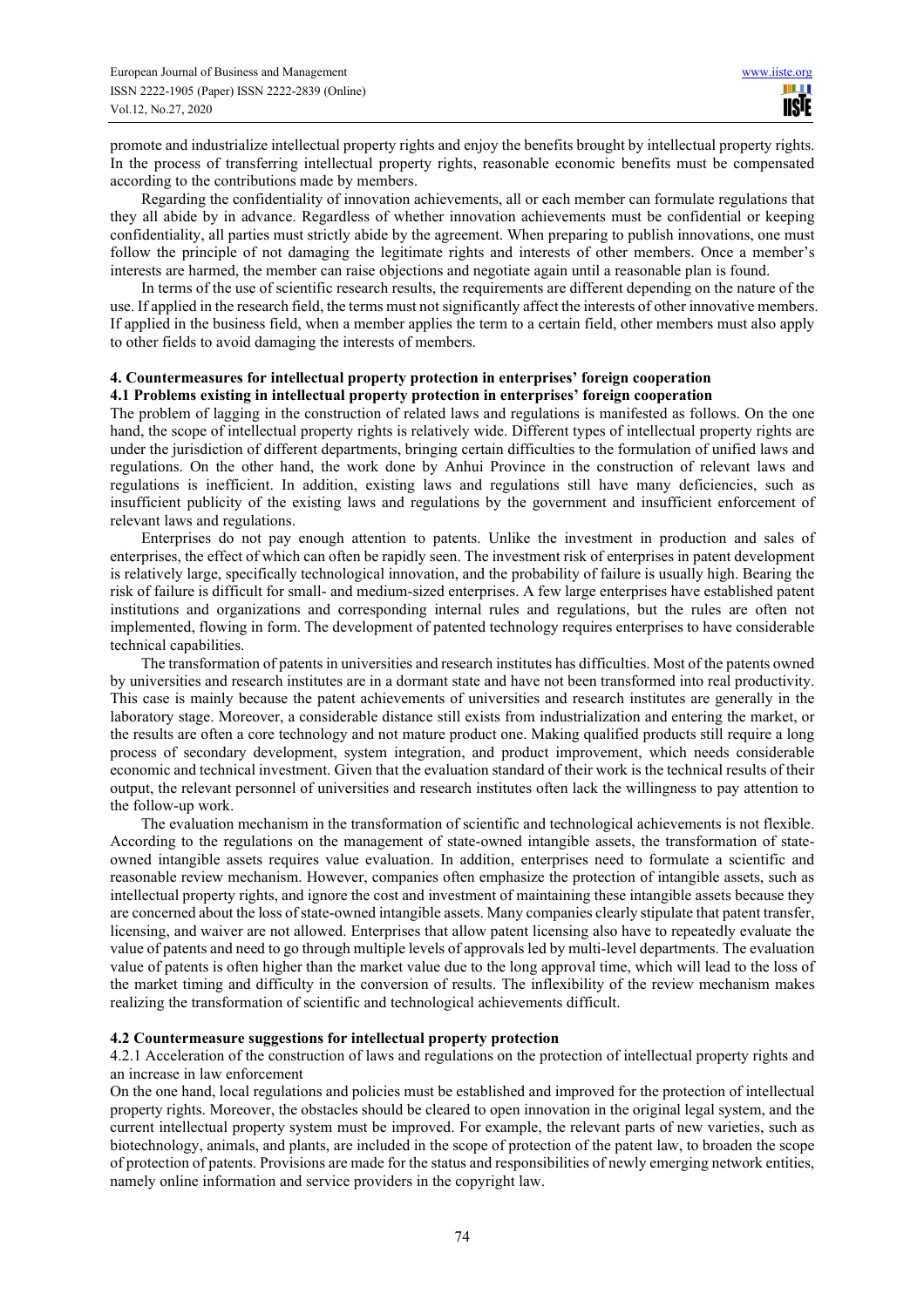promote and industrialize intellectual property rights and enjoy the benefits brought by intellectual property rights. In the process of transferring intellectual property rights, reasonable economic benefits must be compensated according to the contributions made by members.

Regarding the confidentiality of innovation achievements, all or each member can formulate regulations that they all abide by in advance. Regardless of whether innovation achievements must be confidential or keeping confidentiality, all parties must strictly abide by the agreement. When preparing to publish innovations, one must follow the principle of not damaging the legitimate rights and interests of other members. Once a member's interests are harmed, the member can raise objections and negotiate again until a reasonable plan is found.

In terms of the use of scientific research results, the requirements are different depending on the nature of the use. If applied in the research field, the terms must not significantly affect the interests of other innovative members. If applied in the business field, when a member applies the term to a certain field, other members must also apply to other fields to avoid damaging the interests of members.

## 4. Countermeasures for intellectual property protection in enterprises' foreign cooperation

### 4.1 Problems existing in intellectual property protection in enterprises' foreign cooperation

The problem of lagging in the construction of related laws and regulations is manifested as follows. On the one hand, the scope of intellectual property rights is relatively wide. Different types of intellectual property rights are under the jurisdiction of different departments, bringing certain difficulties to the formulation of unified laws and regulations. On the other hand, the work done by Anhui Province in the construction of relevant laws and regulations is inefficient. In addition, existing laws and regulations still have many deficiencies, such as insufficient publicity of the existing laws and regulations by the government and insufficient enforcement of relevant laws and regulations.

Enterprises do not pay enough attention to patents. Unlike the investment in production and sales of enterprises, the effect of which can often be rapidly seen. The investment risk of enterprises in patent development is relatively large, specifically technological innovation, and the probability of failure is usually high. Bearing the risk of failure is difficult for small- and medium-sized enterprises. A few large enterprises have established patent institutions and organizations and corresponding internal rules and regulations, but the rules are often not implemented, flowing in form. The development of patented technology requires enterprises to have considerable technical capabilities.

The transformation of patents in universities and research institutes has difficulties. Most of the patents owned by universities and research institutes are in a dormant state and have not been transformed into real productivity. This case is mainly because the patent achievements of universities and research institutes are generally in the laboratory stage. Moreover, a considerable distance still exists from industrialization and entering the market, or the results are often a core technology and not mature product one. Making qualified products still require a long process of secondary development, system integration, and product improvement, which needs considerable economic and technical investment. Given that the evaluation standard of their work is the technical results of their output, the relevant personnel of universities and research institutes often lack the willingness to pay attention to the follow-up work.

The evaluation mechanism in the transformation of scientific and technological achievements is not flexible. According to the regulations on the management of state-owned intangible assets, the transformation of state-owned intangible assets requires value evaluation. In addition, enterprises need to formulate a scientific and reasonable review mechanism. However, companies often emphasize the protection of intangible assets, such as intellectual property rights, and ignore the cost and investment of maintaining these intangible assets because they are concerned about the loss of state-owned intangible assets. Many companies clearly stipulate that patent transfer, licensing, and waiver are not allowed. Enterprises that allow patent licensing also have to repeatedly evaluate the value of patents and need to go through multiple levels of approvals led by multi-level departments. The evaluation value of patents is often higher than the market value due to the long approval time, which will lead to the loss of the market timing and difficulty in the conversion of results. The inflexibility of the review mechanism makes realizing the transformation of scientific and technological achievements difficult.

### 4.2 Countermeasure suggestions for intellectual property protection

#### 4.2.1 Acceleration of the construction of laws and regulations on the protection of intellectual property rights and an increase in law enforcement

On the one hand, local regulations and policies must be established and improved for the protection of intellectual property rights. Moreover, the obstacles should be cleared to open innovation in the original legal system, and the current intellectual property system must be improved. For example, the relevant parts of new varieties, such as biotechnology, animals, and plants, are included in the scope of protection of the patent law, to broaden the scope of protection of patents. Provisions are made for the status and responsibilities of newly emerging network entities, namely online information and service providers in the copyright law.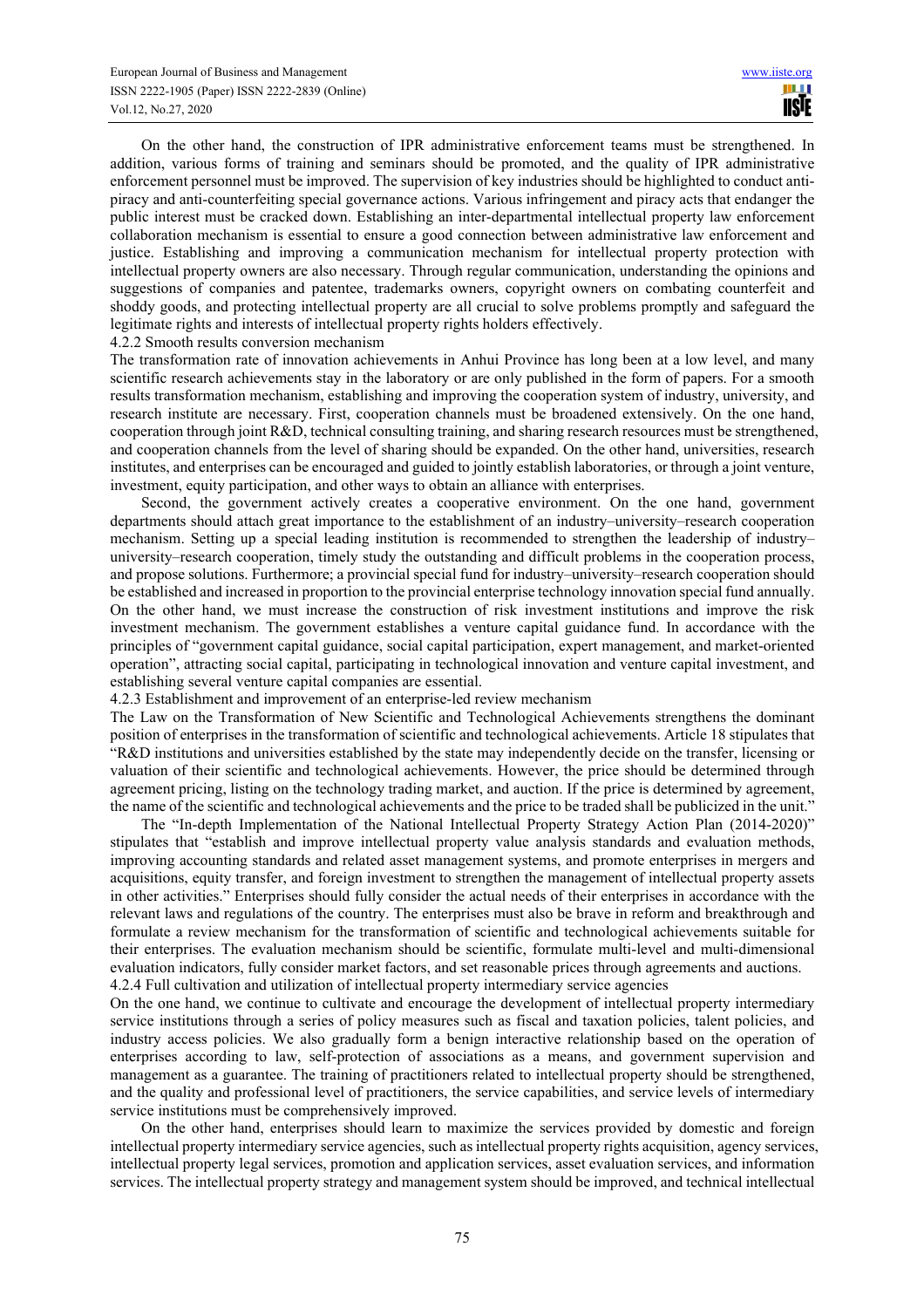On the other hand, the construction of IPR administrative enforcement teams must be strengthened. In addition, various forms of training and seminars should be promoted, and the quality of IPR administrative enforcement personnel must be improved. The supervision of key industries should be highlighted to conduct anti-piracy and anti-counterfeiting special governance actions. Various infringement and piracy acts that endanger the public interest must be cracked down. Establishing an inter-departmental intellectual property law enforcement collaboration mechanism is essential to ensure a good connection between administrative law enforcement and justice. Establishing and improving a communication mechanism for intellectual property protection with intellectual property owners are also necessary. Through regular communication, understanding the opinions and suggestions of companies and patentee, trademarks owners, copyright owners on combating counterfeit and shoddy goods, and protecting intellectual property are all crucial to solve problems promptly and safeguard the legitimate rights and interests of intellectual property rights holders effectively.

#### 4.2.2 Smooth results conversion mechanism

The transformation rate of innovation achievements in Anhui Province has long been at a low level, and many scientific research achievements stay in the laboratory or are only published in the form of papers. For a smooth results transformation mechanism, establishing and improving the cooperation system of industry, university, and research institute are necessary. First, cooperation channels must be broadened extensively. On the one hand, cooperation through joint R&D, technical consulting training, and sharing research resources must be strengthened, and cooperation channels from the level of sharing should be expanded. On the other hand, universities, research institutes, and enterprises can be encouraged and guided to jointly establish laboratories, or through a joint venture, investment, equity participation, and other ways to obtain an alliance with enterprises.

Second, the government actively creates a cooperative environment. On the one hand, government departments should attach great importance to the establishment of an industry–university–research cooperation mechanism. Setting up a special leading institution is recommended to strengthen the leadership of industry–university–research cooperation, timely study the outstanding and difficult problems in the cooperation process, and propose solutions. Furthermore; a provincial special fund for industry–university–research cooperation should be established and increased in proportion to the provincial enterprise technology innovation special fund annually. On the other hand, we must increase the construction of risk investment institutions and improve the risk investment mechanism. The government establishes a venture capital guidance fund. In accordance with the principles of "government capital guidance, social capital participation, expert management, and market-oriented operation", attracting social capital, participating in technological innovation and venture capital investment, and establishing several venture capital companies are essential.

#### 4.2.3 Establishment and improvement of an enterprise-led review mechanism

The Law on the Transformation of New Scientific and Technological Achievements strengthens the dominant position of enterprises in the transformation of scientific and technological achievements. Article 18 stipulates that "R&D institutions and universities established by the state may independently decide on the transfer, licensing or valuation of their scientific and technological achievements. However, the price should be determined through agreement pricing, listing on the technology trading market, and auction. If the price is determined by agreement, the name of the scientific and technological achievements and the price to be traded shall be publicized in the unit."

The "In-depth Implementation of the National Intellectual Property Strategy Action Plan (2014-2020)" stipulates that "establish and improve intellectual property value analysis standards and evaluation methods, improving accounting standards and related asset management systems, and promote enterprises in mergers and acquisitions, equity transfer, and foreign investment to strengthen the management of intellectual property assets in other activities." Enterprises should fully consider the actual needs of their enterprises in accordance with the relevant laws and regulations of the country. The enterprises must also be brave in reform and breakthrough and formulate a review mechanism for the transformation of scientific and technological achievements suitable for their enterprises. The evaluation mechanism should be scientific, formulate multi-level and multi-dimensional evaluation indicators, fully consider market factors, and set reasonable prices through agreements and auctions.

#### 4.2.4 Full cultivation and utilization of intellectual property intermediary service agencies

On the one hand, we continue to cultivate and encourage the development of intellectual property intermediary service institutions through a series of policy measures such as fiscal and taxation policies, talent policies, and industry access policies. We also gradually form a benign interactive relationship based on the operation of enterprises according to law, self-protection of associations as a means, and government supervision and management as a guarantee. The training of practitioners related to intellectual property should be strengthened, and the quality and professional level of practitioners, the service capabilities, and service levels of intermediary service institutions must be comprehensively improved.

On the other hand, enterprises should learn to maximize the services provided by domestic and foreign intellectual property intermediary service agencies, such as intellectual property rights acquisition, agency services, intellectual property legal services, promotion and application services, asset evaluation services, and information services. The intellectual property strategy and management system should be improved, and technical intellectual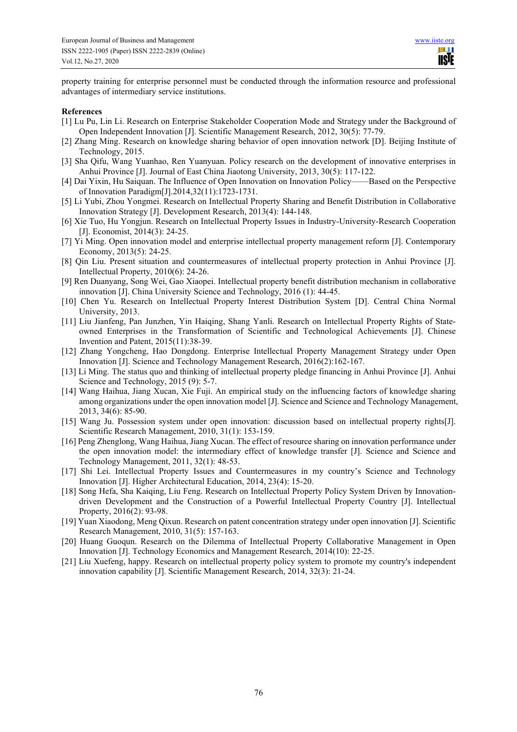property training for enterprise personnel must be conducted through the information resource and professional advantages of intermediary service institutions.

**References**

[1] Lu Pu, Lin Li. Research on Enterprise Stakeholder Cooperation Mode and Strategy under the Background of Open Independent Innovation [J]. Scientific Management Research, 2012, 30(5): 77-79.

[2] Zhang Ming. Research on knowledge sharing behavior of open innovation network [D]. Beijing Institute of Technology, 2015.

[3] Sha Qifu, Wang Yuanhao, Ren Yuanyuan. Policy research on the development of innovative enterprises in Anhui Province [J]. Journal of East China Jiaotong University, 2013, 30(5): 117-122.

[4] Dai Yixin, Hu Saiquan. The Influence of Open Innovation on Innovation Policy——Based on the Perspective of Innovation Paradigm[J].2014,32(11):1723-1731.

[5] Li Yubi, Zhou Yongmei. Research on Intellectual Property Sharing and Benefit Distribution in Collaborative Innovation Strategy [J]. Development Research, 2013(4): 144-148.

[6] Xie Tuo, Hu Yongjun. Research on Intellectual Property Issues in Industry-University-Research Cooperation [J]. Economist, 2014(3): 24-25.

[7] Yi Ming. Open innovation model and enterprise intellectual property management reform [J]. Contemporary Economy, 2013(5): 24-25.

[8] Qin Liu. Present situation and countermeasures of intellectual property protection in Anhui Province [J]. Intellectual Property, 2010(6): 24-26.

[9] Ren Duanyang, Song Wei, Gao Xiaopei. Intellectual property benefit distribution mechanism in collaborative innovation [J]. China University Science and Technology, 2016 (1): 44-45.

[10] Chen Yu. Research on Intellectual Property Interest Distribution System [D]. Central China Normal University, 2013.

[11] Liu Jianfeng, Pan Junzhen, Yin Haiqing, Shang Yanli. Research on Intellectual Property Rights of State-owned Enterprises in the Transformation of Scientific and Technological Achievements [J]. Chinese Invention and Patent, 2015(11):38-39.

[12] Zhang Yongcheng, Hao Dongdong. Enterprise Intellectual Property Management Strategy under Open Innovation [J]. Science and Technology Management Research, 2016(2):162-167.

[13] Li Ming. The status quo and thinking of intellectual property pledge financing in Anhui Province [J]. Anhui Science and Technology, 2015 (9): 5-7.

[14] Wang Haihua, Jiang Xucan, Xie Fuji. An empirical study on the influencing factors of knowledge sharing among organizations under the open innovation model [J]. Science and Science and Technology Management, 2013, 34(6): 85-90.

[15] Wang Ju. Possession system under open innovation: discussion based on intellectual property rights[J]. Scientific Research Management, 2010, 31(1): 153-159.

[16] Peng Zhenglong, Wang Haihua, Jiang Xucan. The effect of resource sharing on innovation performance under the open innovation model: the intermediary effect of knowledge transfer [J]. Science and Science and Technology Management, 2011, 32(1): 48-53.

[17] Shi Lei. Intellectual Property Issues and Countermeasures in my country's Science and Technology Innovation [J]. Higher Architectural Education, 2014, 23(4): 15-20.

[18] Song Hefa, Sha Kaiqing, Liu Feng. Research on Intellectual Property Policy System Driven by Innovation-driven Development and the Construction of a Powerful Intellectual Property Country [J]. Intellectual Property, 2016(2): 93-98.

[19] Yuan Xiaodong, Meng Qixun. Research on patent concentration strategy under open innovation [J]. Scientific Research Management, 2010, 31(5): 157-163.

[20] Huang Guoqun. Research on the Dilemma of Intellectual Property Collaborative Management in Open Innovation [J]. Technology Economics and Management Research, 2014(10): 22-25.

[21] Liu Xuefeng, happy. Research on intellectual property policy system to promote my country's independent innovation capability [J]. Scientific Management Research, 2014, 32(3): 21-24.